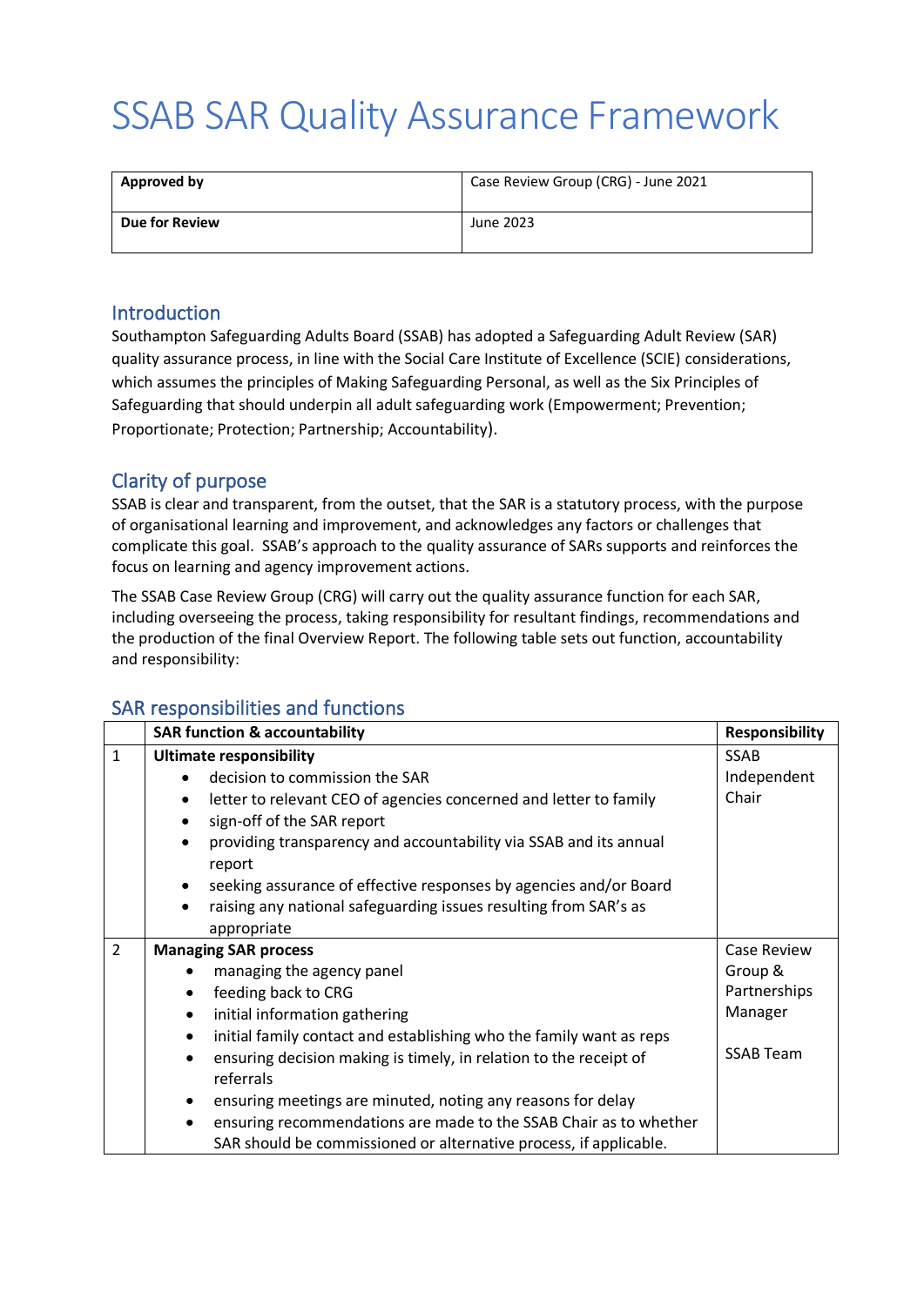# SSAB SAR Quality Assurance Framework

| **Approved by** | Case Review Group (CRG) - June 2021 |
|---|---|
| **Due for Review** | June 2023 |

## Introduction

Southampton Safeguarding Adults Board (SSAB) has adopted a Safeguarding Adult Review (SAR) quality assurance process, in line with the Social Care Institute of Excellence (SCIE) considerations, which assumes the principles of Making Safeguarding Personal, as well as the Six Principles of Safeguarding that should underpin all adult safeguarding work (Empowerment; Prevention; Proportionate; Protection; Partnership; Accountability).

## Clarity of purpose

SSAB is clear and transparent, from the outset, that the SAR is a statutory process, with the purpose of organisational learning and improvement, and acknowledges any factors or challenges that complicate this goal. SSAB's approach to the quality assurance of SARs supports and reinforces the focus on learning and agency improvement actions.

The SSAB Case Review Group (CRG) will carry out the quality assurance function for each SAR, including overseeing the process, taking responsibility for resultant findings, recommendations and the production of the final Overview Report. The following table sets out function, accountability and responsibility:

## SAR responsibilities and functions

| | SAR function & accountability | Responsibility |
|---|---|---|
| 1 | **Ultimate responsibility**<br>• decision to commission the SAR<br>• letter to relevant CEO of agencies concerned and letter to family<br>• sign-off of the SAR report<br>• providing transparency and accountability via SSAB and its annual report<br>• seeking assurance of effective responses by agencies and/or Board<br>• raising any national safeguarding issues resulting from SAR's as appropriate | SSAB Independent Chair |
| 2 | **Managing SAR process**<br>• managing the agency panel<br>• feeding back to CRG<br>• initial information gathering<br>• initial family contact and establishing who the family want as reps<br>• ensuring decision making is timely, in relation to the receipt of referrals<br>• ensuring meetings are minuted, noting any reasons for delay<br>• ensuring recommendations are made to the SSAB Chair as to whether SAR should be commissioned or alternative process, if applicable. | Case Review Group & Partnerships Manager<br><br>SSAB Team |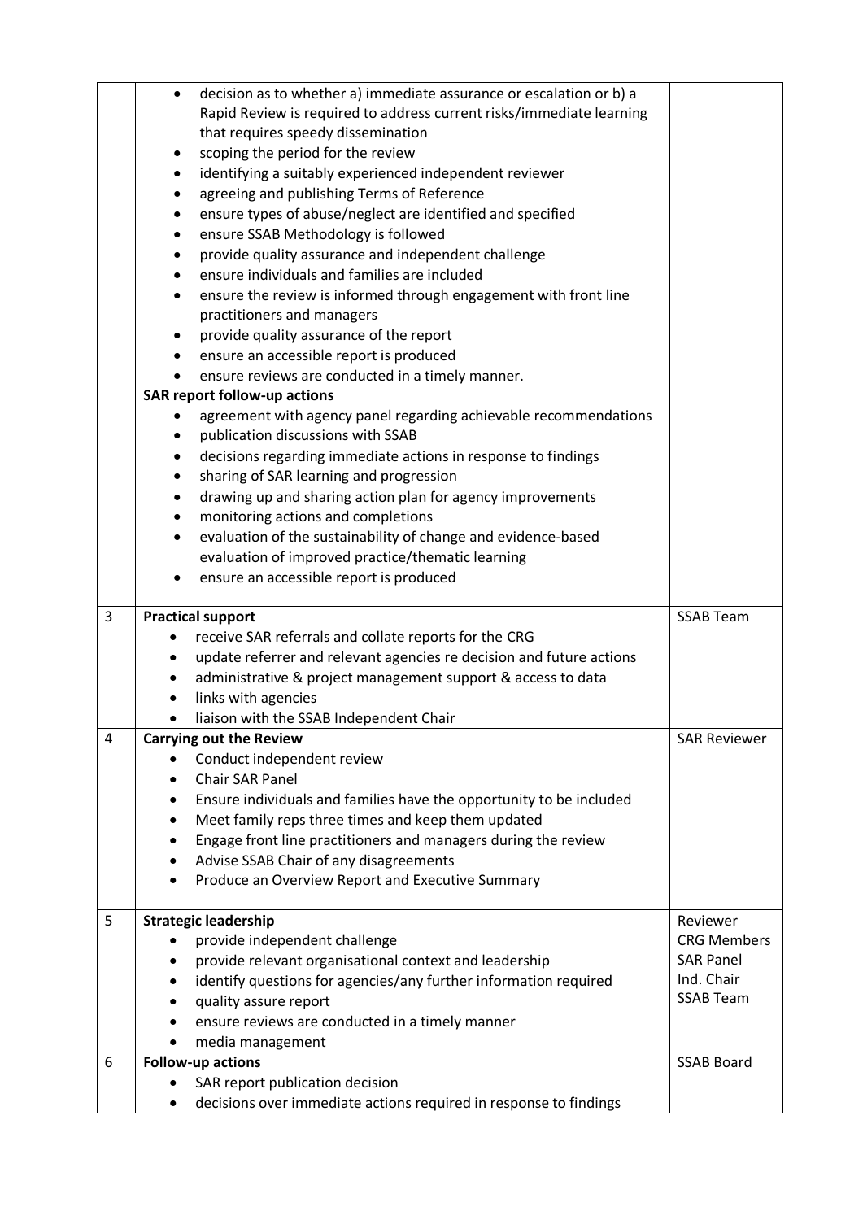| | | |
|---|---|---|
| | • decision as to whether a) immediate assurance or escalation or b) a Rapid Review is required to address current risks/immediate learning that requires speedy dissemination<br>• scoping the period for the review<br>• identifying a suitably experienced independent reviewer<br>• agreeing and publishing Terms of Reference<br>• ensure types of abuse/neglect are identified and specified<br>• ensure SSAB Methodology is followed<br>• provide quality assurance and independent challenge<br>• ensure individuals and families are included<br>• ensure the review is informed through engagement with front line practitioners and managers<br>• provide quality assurance of the report<br>• ensure an accessible report is produced<br>• ensure reviews are conducted in a timely manner.<br>**SAR report follow-up actions**<br>• agreement with agency panel regarding achievable recommendations<br>• publication discussions with SSAB<br>• decisions regarding immediate actions in response to findings<br>• sharing of SAR learning and progression<br>• drawing up and sharing action plan for agency improvements<br>• monitoring actions and completions<br>• evaluation of the sustainability of change and evidence-based evaluation of improved practice/thematic learning<br>• ensure an accessible report is produced | |
| 3 | **Practical support**<br>• receive SAR referrals and collate reports for the CRG<br>• update referrer and relevant agencies re decision and future actions<br>• administrative & project management support & access to data<br>• links with agencies<br>• liaison with the SSAB Independent Chair | SSAB Team |
| 4 | **Carrying out the Review**<br>• Conduct independent review<br>• Chair SAR Panel<br>• Ensure individuals and families have the opportunity to be included<br>• Meet family reps three times and keep them updated<br>• Engage front line practitioners and managers during the review<br>• Advise SSAB Chair of any disagreements<br>• Produce an Overview Report and Executive Summary | SAR Reviewer |
| 5 | **Strategic leadership**<br>• provide independent challenge<br>• provide relevant organisational context and leadership<br>• identify questions for agencies/any further information required<br>• quality assure report<br>• ensure reviews are conducted in a timely manner<br>• media management | Reviewer<br>CRG Members<br>SAR Panel<br>Ind. Chair<br>SSAB Team |
| 6 | **Follow-up actions**<br>• SAR report publication decision<br>• decisions over immediate actions required in response to findings | SSAB Board |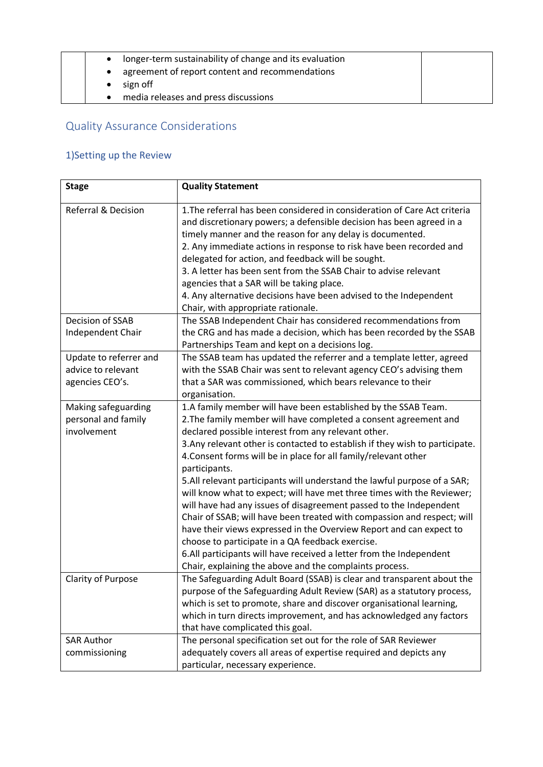| | | |
|---|---|---|
| | • longer-term sustainability of change and its evaluation<br>• agreement of report content and recommendations<br>• sign off<br>• media releases and press discussions | |

## Quality Assurance Considerations

### 1)Setting up the Review

| Stage | Quality Statement |
|---|---|
| Referral & Decision | 1.The referral has been considered in consideration of Care Act criteria and discretionary powers; a defensible decision has been agreed in a timely manner and the reason for any delay is documented.<br>2. Any immediate actions in response to risk have been recorded and delegated for action, and feedback will be sought.<br>3. A letter has been sent from the SSAB Chair to advise relevant agencies that a SAR will be taking place.<br>4. Any alternative decisions have been advised to the Independent Chair, with appropriate rationale. |
| Decision of SSAB Independent Chair | The SSAB Independent Chair has considered recommendations from the CRG and has made a decision, which has been recorded by the SSAB Partnerships Team and kept on a decisions log. |
| Update to referrer and advice to relevant agencies CEO's. | The SSAB team has updated the referrer and a template letter, agreed with the SSAB Chair was sent to relevant agency CEO's advising them that a SAR was commissioned, which bears relevance to their organisation. |
| Making safeguarding personal and family involvement | 1.A family member will have been established by the SSAB Team.<br>2.The family member will have completed a consent agreement and declared possible interest from any relevant other.<br>3.Any relevant other is contacted to establish if they wish to participate.<br>4.Consent forms will be in place for all family/relevant other participants.<br>5.All relevant participants will understand the lawful purpose of a SAR; will know what to expect; will have met three times with the Reviewer; will have had any issues of disagreement passed to the Independent Chair of SSAB; will have been treated with compassion and respect; will have their views expressed in the Overview Report and can expect to choose to participate in a QA feedback exercise.<br>6.All participants will have received a letter from the Independent Chair, explaining the above and the complaints process. |
| Clarity of Purpose | The Safeguarding Adult Board (SSAB) is clear and transparent about the purpose of the Safeguarding Adult Review (SAR) as a statutory process, which is set to promote, share and discover organisational learning, which in turn directs improvement, and has acknowledged any factors that have complicated this goal. |
| SAR Author commissioning | The personal specification set out for the role of SAR Reviewer adequately covers all areas of expertise required and depicts any particular, necessary experience. |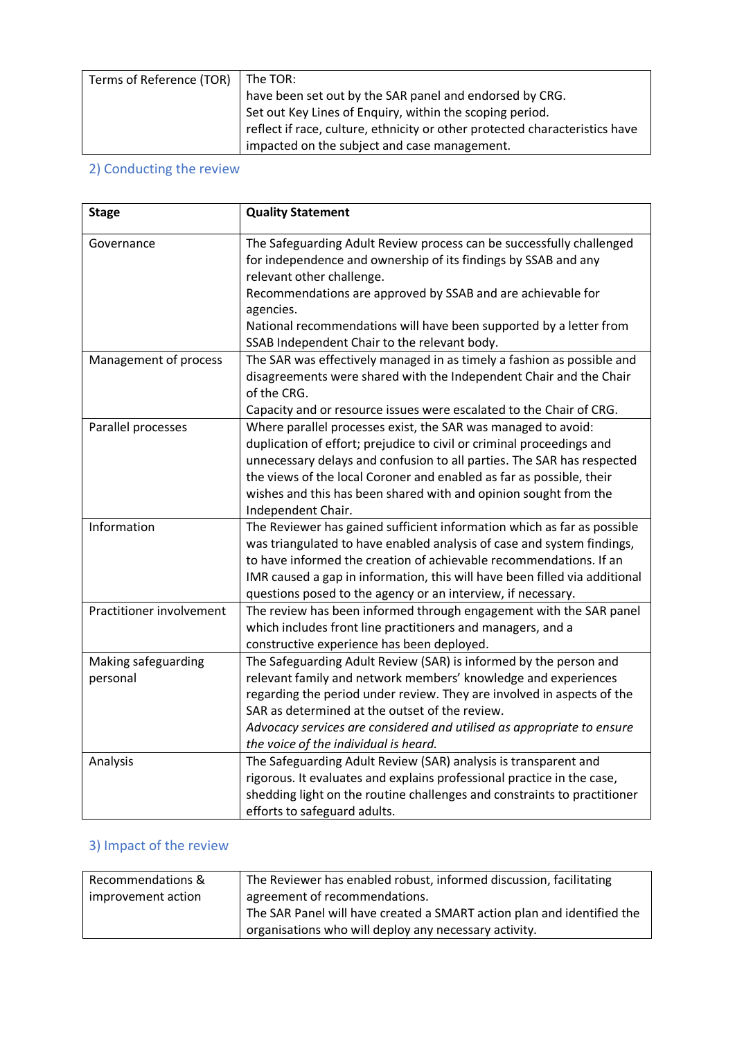| Terms of Reference (TOR) | The TOR:<br>have been set out by the SAR panel and endorsed by CRG.<br>Set out Key Lines of Enquiry, within the scoping period.<br>reflect if race, culture, ethnicity or other protected characteristics have impacted on the subject and case management. |
|---|---|

## 2) Conducting the review

| **Stage** | **Quality Statement** |
|---|---|
| Governance | The Safeguarding Adult Review process can be successfully challenged for independence and ownership of its findings by SSAB and any relevant other challenge.<br>Recommendations are approved by SSAB and are achievable for agencies.<br>National recommendations will have been supported by a letter from SSAB Independent Chair to the relevant body. |
| Management of process | The SAR was effectively managed in as timely a fashion as possible and disagreements were shared with the Independent Chair and the Chair of the CRG.<br>Capacity and or resource issues were escalated to the Chair of CRG. |
| Parallel processes | Where parallel processes exist, the SAR was managed to avoid: duplication of effort; prejudice to civil or criminal proceedings and unnecessary delays and confusion to all parties. The SAR has respected the views of the local Coroner and enabled as far as possible, their wishes and this has been shared with and opinion sought from the Independent Chair. |
| Information | The Reviewer has gained sufficient information which as far as possible was triangulated to have enabled analysis of case and system findings, to have informed the creation of achievable recommendations. If an IMR caused a gap in information, this will have been filled via additional questions posed to the agency or an interview, if necessary. |
| Practitioner involvement | The review has been informed through engagement with the SAR panel which includes front line practitioners and managers, and a constructive experience has been deployed. |
| Making safeguarding personal | The Safeguarding Adult Review (SAR) is informed by the person and relevant family and network members' knowledge and experiences regarding the period under review. They are involved in aspects of the SAR as determined at the outset of the review.<br>*Advocacy services are considered and utilised as appropriate to ensure the voice of the individual is heard.* |
| Analysis | The Safeguarding Adult Review (SAR) analysis is transparent and rigorous. It evaluates and explains professional practice in the case, shedding light on the routine challenges and constraints to practitioner efforts to safeguard adults. |

## 3) Impact of the review

| Recommendations & improvement action | The Reviewer has enabled robust, informed discussion, facilitating agreement of recommendations.<br>The SAR Panel will have created a SMART action plan and identified the organisations who will deploy any necessary activity. |
|---|---|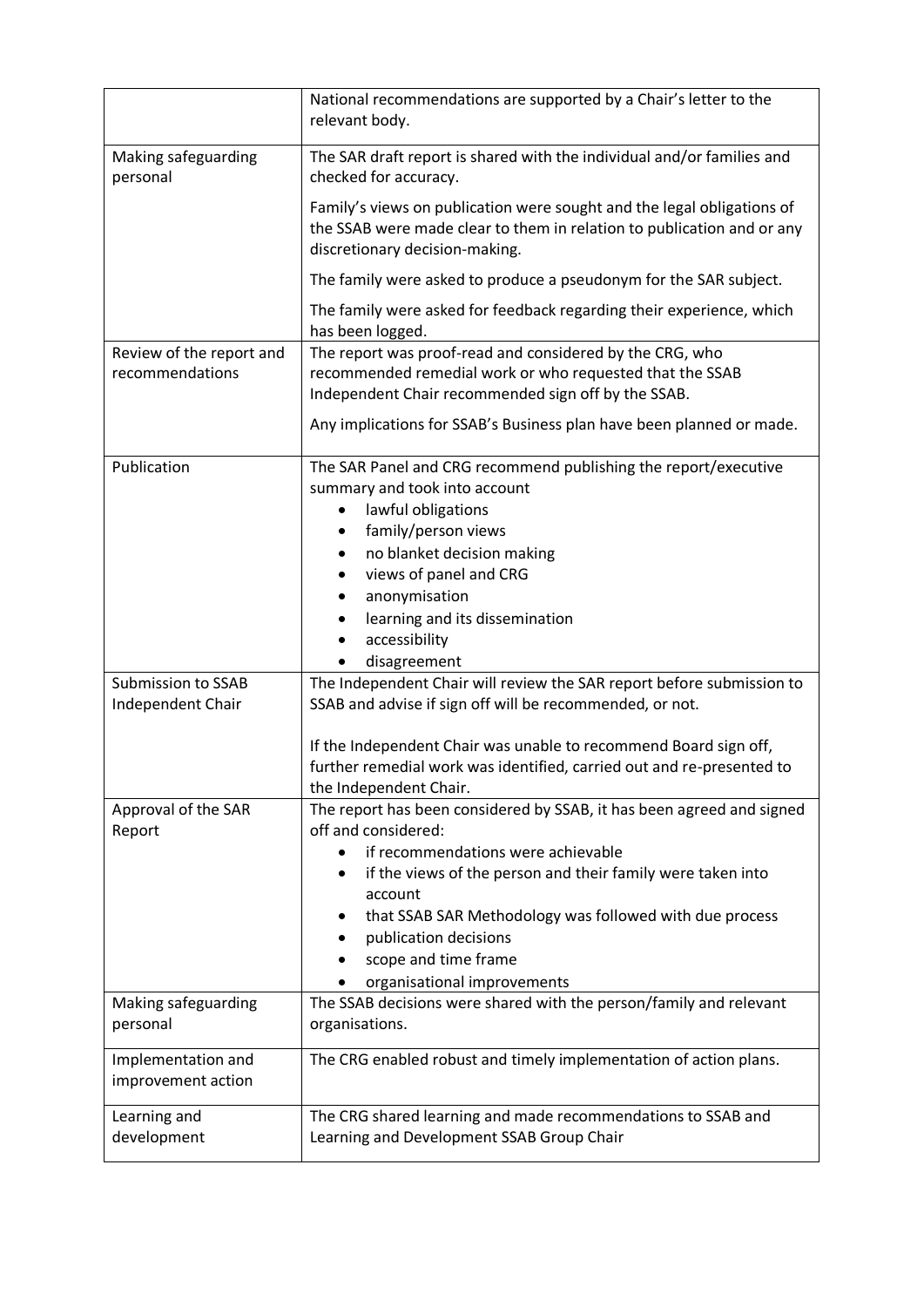| | |
|---|---|
| | National recommendations are supported by a Chair's letter to the relevant body. |
| Making safeguarding personal | The SAR draft report is shared with the individual and/or families and checked for accuracy.<br><br>Family's views on publication were sought and the legal obligations of the SSAB were made clear to them in relation to publication and or any discretionary decision-making.<br><br>The family were asked to produce a pseudonym for the SAR subject.<br><br>The family were asked for feedback regarding their experience, which has been logged. |
| Review of the report and recommendations | The report was proof-read and considered by the CRG, who recommended remedial work or who requested that the SSAB Independent Chair recommended sign off by the SSAB.<br><br>Any implications for SSAB's Business plan have been planned or made. |
| Publication | The SAR Panel and CRG recommend publishing the report/executive summary and took into account<br>• lawful obligations<br>• family/person views<br>• no blanket decision making<br>• views of panel and CRG<br>• anonymisation<br>• learning and its dissemination<br>• accessibility<br>• disagreement |
| Submission to SSAB Independent Chair | The Independent Chair will review the SAR report before submission to SSAB and advise if sign off will be recommended, or not.<br><br>If the Independent Chair was unable to recommend Board sign off, further remedial work was identified, carried out and re-presented to the Independent Chair. |
| Approval of the SAR Report | The report has been considered by SSAB, it has been agreed and signed off and considered:<br>• if recommendations were achievable<br>• if the views of the person and their family were taken into account<br>• that SSAB SAR Methodology was followed with due process<br>• publication decisions<br>• scope and time frame<br>• organisational improvements |
| Making safeguarding personal | The SSAB decisions were shared with the person/family and relevant organisations. |
| Implementation and improvement action | The CRG enabled robust and timely implementation of action plans. |
| Learning and development | The CRG shared learning and made recommendations to SSAB and Learning and Development SSAB Group Chair |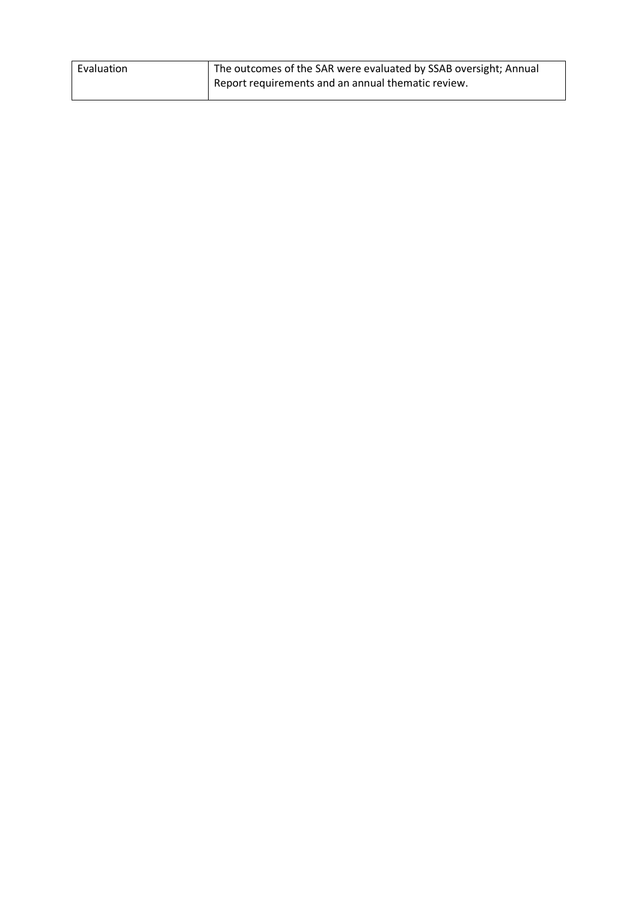| | |
|---|---|
| Evaluation | The outcomes of the SAR were evaluated by SSAB oversight; Annual Report requirements and an annual thematic review. |